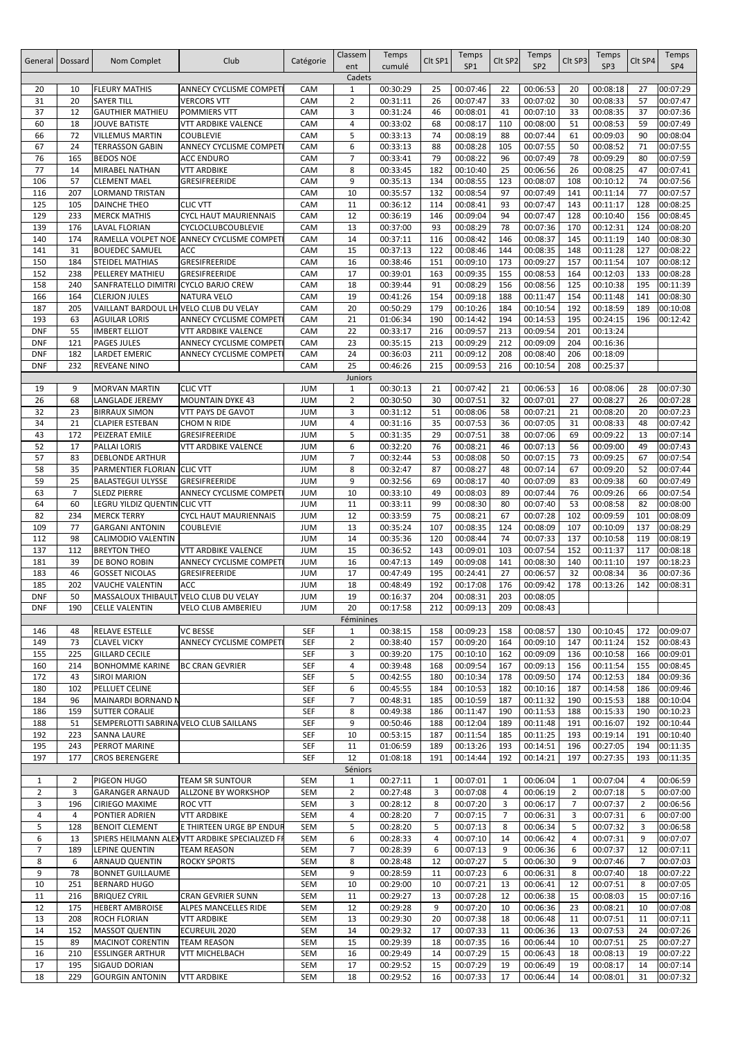| General | Dossard | Nom Complet | Club | Catégorie | Classement | Temps cumulé | Clt SP1 | Temps SP1 | Clt SP2 | Temps SP2 | Clt SP3 | Temps SP3 | Clt SP4 | Temps SP4 |
|---|---|---|---|---|---|---|---|---|---|---|---|---|---|---|
| | | | | | Cadets | | | | | | | | | |
| 20 | 10 | FLEURY MATHIS | ANNECY CYCLISME COMPETI | CAM | 1 | 00:30:29 | 25 | 00:07:46 | 22 | 00:06:53 | 20 | 00:08:18 | 27 | 00:07:29 |
| 31 | 20 | SAYER TILL | VERCORS VTT | CAM | 2 | 00:31:11 | 26 | 00:07:47 | 33 | 00:07:02 | 30 | 00:08:33 | 57 | 00:07:47 |
| 37 | 12 | GAUTHIER MATHIEU | POMMIERS VTT | CAM | 3 | 00:31:24 | 46 | 00:08:01 | 41 | 00:07:10 | 33 | 00:08:35 | 37 | 00:07:36 |
| 60 | 18 | JOUVE BATISTE | VTT ARDBIKE VALENCE | CAM | 4 | 00:33:02 | 68 | 00:08:17 | 110 | 00:08:00 | 51 | 00:08:53 | 59 | 00:07:49 |
| 66 | 72 | VILLEMUS MARTIN | COUBLEVIE | CAM | 5 | 00:33:13 | 74 | 00:08:19 | 88 | 00:07:44 | 61 | 00:09:03 | 90 | 00:08:04 |
| 67 | 24 | TERRASSON GABIN | ANNECY CYCLISME COMPETI | CAM | 6 | 00:33:13 | 88 | 00:08:28 | 105 | 00:07:55 | 50 | 00:08:52 | 71 | 00:07:55 |
| 76 | 165 | BEDOS NOE | ACC ENDURO | CAM | 7 | 00:33:41 | 79 | 00:08:22 | 96 | 00:07:49 | 78 | 00:09:29 | 80 | 00:07:59 |
| 77 | 14 | MIRABEL NATHAN | VTT ARDBIKE | CAM | 8 | 00:33:45 | 182 | 00:10:40 | 25 | 00:06:56 | 26 | 00:08:25 | 47 | 00:07:41 |
| 106 | 57 | CLEMENT MAEL | GRESIFREERIDE | CAM | 9 | 00:35:13 | 134 | 00:08:55 | 123 | 00:08:07 | 108 | 00:10:12 | 74 | 00:07:56 |
| 116 | 207 | LORMAND TRISTAN | | CAM | 10 | 00:35:57 | 132 | 00:08:54 | 97 | 00:07:49 | 141 | 00:11:14 | 77 | 00:07:57 |
| 125 | 105 | DAINCHE THEO | CLIC VTT | CAM | 11 | 00:36:12 | 114 | 00:08:41 | 93 | 00:07:47 | 143 | 00:11:17 | 128 | 00:08:25 |
| 129 | 233 | MERCK MATHIS | CYCL HAUT MAURIENNAIS | CAM | 12 | 00:36:19 | 146 | 00:09:04 | 94 | 00:07:47 | 128 | 00:10:40 | 156 | 00:08:45 |
| 139 | 176 | LAVAL FLORIAN | CYCLOCLUBCOUBLEVIE | CAM | 13 | 00:37:00 | 93 | 00:08:29 | 78 | 00:07:36 | 170 | 00:12:31 | 124 | 00:08:20 |
| 140 | 174 | RAMELLA VOLPET NOE | ANNECY CYCLISME COMPETI | CAM | 14 | 00:37:11 | 116 | 00:08:42 | 146 | 00:08:37 | 145 | 00:11:19 | 140 | 00:08:30 |
| 141 | 31 | BOUEDEC SAMUEL | ACC | CAM | 15 | 00:37:13 | 122 | 00:08:46 | 144 | 00:08:35 | 148 | 00:11:28 | 127 | 00:08:22 |
| 150 | 184 | STEIDEL MATHIAS | GRESIFREERIDE | CAM | 16 | 00:38:46 | 151 | 00:09:10 | 173 | 00:09:27 | 157 | 00:11:54 | 107 | 00:08:12 |
| 152 | 238 | PELLEREY MATHIEU | GRESIFREERIDE | CAM | 17 | 00:39:01 | 163 | 00:09:35 | 155 | 00:08:53 | 164 | 00:12:03 | 133 | 00:08:28 |
| 158 | 240 | SANFRATELLO DIMITRI | CYCLO BARJO CREW | CAM | 18 | 00:39:44 | 91 | 00:08:29 | 156 | 00:08:56 | 125 | 00:10:38 | 195 | 00:11:39 |
| 166 | 164 | CLERJON JULES | NATURA VELO | CAM | 19 | 00:41:26 | 154 | 00:09:18 | 188 | 00:11:47 | 164 | 00:11:48 | 141 | 00:08:30 |
| 187 | 205 | VAILLANT BARDOUL LH | VELO CLUB DU VELAY | CAM | 20 | 00:50:29 | 179 | 00:10:26 | 184 | 00:10:54 | 192 | 00:18:59 | 189 | 00:10:08 |
| 193 | 63 | AGUILAR LORIS | ANNECY CYCLISME COMPETI | CAM | 21 | 01:06:34 | 190 | 00:14:42 | 194 | 00:14:53 | 195 | 00:24:15 | 196 | 00:12:42 |
| DNF | 55 | IMBERT ELLIOT | VTT ARDBIKE VALENCE | CAM | 22 | 00:33:17 | 216 | 00:09:57 | 213 | 00:09:54 | 201 | 00:13:24 | | |
| DNF | 121 | PAGES JULES | ANNECY CYCLISME COMPETI | CAM | 23 | 00:35:15 | 213 | 00:09:29 | 212 | 00:09:09 | 204 | 00:16:36 | | |
| DNF | 182 | LARDET EMERIC | ANNECY CYCLISME COMPETI | CAM | 24 | 00:36:03 | 211 | 00:09:12 | 208 | 00:08:40 | 206 | 00:18:09 | | |
| DNF | 232 | REVEANE NINO | | CAM | 25 | 00:46:26 | 215 | 00:09:53 | 216 | 00:10:54 | 208 | 00:25:37 | | |
| | | | | | Juniors | | | | | | | | | |
| 19 | 9 | MORVAN MARTIN | CLIC VTT | JUM | 1 | 00:30:13 | 21 | 00:07:42 | 21 | 00:06:53 | 16 | 00:08:06 | 28 | 00:07:30 |
| 26 | 68 | LANGLADE JEREMY | MOUNTAIN DYKE 43 | JUM | 2 | 00:30:50 | 30 | 00:07:51 | 32 | 00:07:01 | 27 | 00:08:27 | 26 | 00:07:28 |
| 32 | 23 | BIRRAUX SIMON | VTT PAYS DE GAVOT | JUM | 3 | 00:31:12 | 51 | 00:08:06 | 58 | 00:07:21 | 21 | 00:08:20 | 20 | 00:07:23 |
| 34 | 21 | CLAPIER ESTEBAN | CHOM N RIDE | JUM | 4 | 00:31:16 | 35 | 00:07:53 | 36 | 00:07:05 | 31 | 00:08:33 | 48 | 00:07:42 |
| 43 | 172 | PEIZERAT EMILE | GRESIFREERIDE | JUM | 5 | 00:31:35 | 29 | 00:07:51 | 38 | 00:07:06 | 69 | 00:09:22 | 13 | 00:07:14 |
| 52 | 17 | PALLAI LORIS | VTT ARDBIKE VALENCE | JUM | 6 | 00:32:20 | 76 | 00:08:21 | 46 | 00:07:13 | 56 | 00:09:00 | 49 | 00:07:43 |
| 57 | 83 | DEBLONDE ARTHUR | | JUM | 7 | 00:32:44 | 53 | 00:08:08 | 50 | 00:07:15 | 73 | 00:09:25 | 67 | 00:07:54 |
| 58 | 35 | PARMENTIER FLORIAN | CLIC VTT | JUM | 8 | 00:32:47 | 87 | 00:08:27 | 48 | 00:07:14 | 67 | 00:09:20 | 52 | 00:07:44 |
| 59 | 25 | BALASTEGUI ULYSSE | GRESIFREERIDE | JUM | 9 | 00:32:56 | 69 | 00:08:17 | 40 | 00:07:09 | 83 | 00:09:38 | 60 | 00:07:49 |
| 63 | 7 | SLEDZ PIERRE | ANNECY CYCLISME COMPETI | JUM | 10 | 00:33:10 | 49 | 00:08:03 | 89 | 00:07:44 | 76 | 00:09:26 | 66 | 00:07:54 |
| 64 | 60 | LEGRU YILDIZ QUENTIN | CLIC VTT | JUM | 11 | 00:33:11 | 99 | 00:08:30 | 80 | 00:07:40 | 53 | 00:08:58 | 82 | 00:08:00 |
| 82 | 234 | MERCK TERRY | CYCL HAUT MAURIENNAIS | JUM | 12 | 00:33:59 | 75 | 00:08:21 | 67 | 00:07:28 | 102 | 00:09:59 | 101 | 00:08:09 |
| 109 | 77 | GARGANI ANTONIN | COUBLEVIE | JUM | 13 | 00:35:24 | 107 | 00:08:35 | 124 | 00:08:09 | 107 | 00:10:09 | 137 | 00:08:29 |
| 112 | 98 | CALIMODIO VALENTIN | | JUM | 14 | 00:35:36 | 120 | 00:08:44 | 74 | 00:07:33 | 137 | 00:10:58 | 119 | 00:08:19 |
| 137 | 112 | BREYTON THEO | VTT ARDBIKE VALENCE | JUM | 15 | 00:36:52 | 143 | 00:09:01 | 103 | 00:07:54 | 152 | 00:11:37 | 117 | 00:08:18 |
| 181 | 39 | DE BONO ROBIN | ANNECY CYCLISME COMPETI | JUM | 16 | 00:47:13 | 149 | 00:09:08 | 141 | 00:08:30 | 140 | 00:11:10 | 197 | 00:18:23 |
| 183 | 46 | GOSSET NICOLAS | GRESIFREERIDE | JUM | 17 | 00:47:49 | 195 | 00:24:41 | 27 | 00:06:57 | 32 | 00:08:34 | 36 | 00:07:36 |
| 185 | 202 | VAUCHE VALENTIN | ACC | JUM | 18 | 00:48:49 | 192 | 00:17:08 | 176 | 00:09:42 | 178 | 00:13:26 | 142 | 00:08:31 |
| DNF | 50 | MASSALOUX THIBAULT | VELO CLUB DU VELAY | JUM | 19 | 00:16:37 | 204 | 00:08:31 | 203 | 00:08:05 | | | | |
| DNF | 190 | CELLE VALENTIN | VELO CLUB AMBERIEU | JUM | 20 | 00:17:58 | 212 | 00:09:13 | 209 | 00:08:43 | | | | |
| | | | | | Féminines | | | | | | | | | |
| 146 | 48 | RELAVE ESTELLE | VC BESSE | SEF | 1 | 00:38:15 | 158 | 00:09:23 | 158 | 00:08:57 | 130 | 00:10:45 | 172 | 00:09:07 |
| 149 | 73 | CLAVEL VICKY | ANNECY CYCLISME COMPETI | SEF | 2 | 00:38:40 | 157 | 00:09:20 | 164 | 00:09:10 | 147 | 00:11:24 | 152 | 00:08:43 |
| 155 | 225 | GILLARD CECILE | | SEF | 3 | 00:39:20 | 175 | 00:10:10 | 162 | 00:09:09 | 136 | 00:10:58 | 166 | 00:09:01 |
| 160 | 214 | BONHOMME KARINE | BC CRAN GEVRIER | SEF | 4 | 00:39:48 | 168 | 00:09:54 | 167 | 00:09:13 | 156 | 00:11:54 | 155 | 00:08:45 |
| 172 | 43 | SIROI MARION | | SEF | 5 | 00:42:55 | 180 | 00:10:34 | 178 | 00:09:50 | 174 | 00:12:53 | 184 | 00:09:36 |
| 180 | 102 | PELLUET CELINE | | SEF | 6 | 00:45:55 | 184 | 00:10:53 | 182 | 00:10:16 | 187 | 00:14:58 | 186 | 00:09:46 |
| 184 | 96 | MAINARDI BORNAND N | | SEF | 7 | 00:48:31 | 185 | 00:10:59 | 187 | 00:11:32 | 190 | 00:15:53 | 188 | 00:10:04 |
| 186 | 159 | SUTTER CORALIE | | SEF | 8 | 00:49:38 | 186 | 00:11:47 | 190 | 00:11:53 | 188 | 00:15:33 | 190 | 00:10:23 |
| 188 | 51 | SEMPERLOTTI SABRINA | VELO CLUB SAILLANS | SEF | 9 | 00:50:46 | 188 | 00:12:04 | 189 | 00:11:48 | 191 | 00:16:07 | 192 | 00:10:44 |
| 192 | 223 | SANNA LAURE | | SEF | 10 | 00:53:15 | 187 | 00:11:54 | 185 | 00:11:25 | 193 | 00:19:14 | 191 | 00:10:40 |
| 195 | 243 | PERROT MARINE | | SEF | 11 | 01:06:59 | 189 | 00:13:26 | 193 | 00:14:51 | 196 | 00:27:05 | 194 | 00:11:35 |
| 197 | 177 | CROS BERENGERE | | SEF | 12 | 01:08:18 | 191 | 00:14:44 | 192 | 00:14:21 | 197 | 00:27:35 | 193 | 00:11:35 |
| | | | | | Séniors | | | | | | | | | |
| 1 | 2 | PIGEON HUGO | TEAM SR SUNTOUR | SEM | 1 | 00:27:11 | 1 | 00:07:01 | 1 | 00:06:04 | 1 | 00:07:04 | 4 | 00:06:59 |
| 2 | 3 | GARANGER ARNAUD | ALLZONE BY WORKSHOP | SEM | 2 | 00:27:48 | 3 | 00:07:08 | 4 | 00:06:19 | 2 | 00:07:18 | 5 | 00:07:00 |
| 3 | 196 | CIRIEGO MAXIME | ROC VTT | SEM | 3 | 00:28:12 | 8 | 00:07:20 | 3 | 00:06:17 | 7 | 00:07:37 | 2 | 00:06:56 |
| 4 | 4 | PONTIER ADRIEN | VTT ARDBIKE | SEM | 4 | 00:28:20 | 7 | 00:07:15 | 7 | 00:06:31 | 3 | 00:07:31 | 6 | 00:07:00 |
| 5 | 128 | BENOIT CLEMENT | E THIRTEEN URGE BP ENDUR | SEM | 5 | 00:28:20 | 5 | 00:07:13 | 8 | 00:06:34 | 5 | 00:07:32 | 3 | 00:06:58 |
| 6 | 13 | SPIERS HEILMANN ALEX | VTT ARDBIKE SPECIALIZED FR | SEM | 6 | 00:28:33 | 4 | 00:07:10 | 14 | 00:06:42 | 4 | 00:07:31 | 9 | 00:07:07 |
| 7 | 189 | LEPINE QUENTIN | TEAM REASON | SEM | 7 | 00:28:39 | 6 | 00:07:13 | 9 | 00:06:36 | 6 | 00:07:37 | 12 | 00:07:11 |
| 8 | 6 | ARNAUD QUENTIN | ROCKY SPORTS | SEM | 8 | 00:28:48 | 12 | 00:07:27 | 5 | 00:06:30 | 9 | 00:07:46 | 7 | 00:07:03 |
| 9 | 78 | BONNET GUILLAUME | | SEM | 9 | 00:28:59 | 11 | 00:07:23 | 6 | 00:06:31 | 8 | 00:07:40 | 18 | 00:07:22 |
| 10 | 251 | BERNARD HUGO | | SEM | 10 | 00:29:00 | 10 | 00:07:21 | 13 | 00:06:41 | 12 | 00:07:51 | 8 | 00:07:05 |
| 11 | 216 | BRIQUEZ CYRIL | CRAN GEVRIER SUNN | SEM | 11 | 00:29:27 | 13 | 00:07:28 | 12 | 00:06:38 | 15 | 00:08:03 | 15 | 00:07:16 |
| 12 | 175 | HEBERT AMBROISE | ALPES MANCELLES RIDE | SEM | 12 | 00:29:28 | 9 | 00:07:20 | 10 | 00:06:36 | 23 | 00:08:21 | 10 | 00:07:08 |
| 13 | 208 | ROCH FLORIAN | VTT ARDBIKE | SEM | 13 | 00:29:30 | 20 | 00:07:38 | 18 | 00:06:48 | 11 | 00:07:51 | 11 | 00:07:11 |
| 14 | 152 | MASSOT QUENTIN | ECUREUIL 2020 | SEM | 14 | 00:29:32 | 17 | 00:07:33 | 11 | 00:06:36 | 13 | 00:07:53 | 24 | 00:07:26 |
| 15 | 89 | MACINOT CORENTIN | TEAM REASON | SEM | 15 | 00:29:39 | 18 | 00:07:35 | 16 | 00:06:44 | 10 | 00:07:51 | 25 | 00:07:27 |
| 16 | 210 | ESSLINGER ARTHUR | VTT MICHELBACH | SEM | 16 | 00:29:49 | 14 | 00:07:29 | 15 | 00:06:43 | 18 | 00:08:13 | 19 | 00:07:22 |
| 17 | 195 | SIGAUD DORIAN | | SEM | 17 | 00:29:52 | 15 | 00:07:29 | 19 | 00:06:49 | 19 | 00:08:17 | 14 | 00:07:14 |
| 18 | 229 | GOURGIN ANTONIN | VTT ARDBIKE | SEM | 18 | 00:29:52 | 16 | 00:07:33 | 17 | 00:06:44 | 14 | 00:08:01 | 31 | 00:07:32 |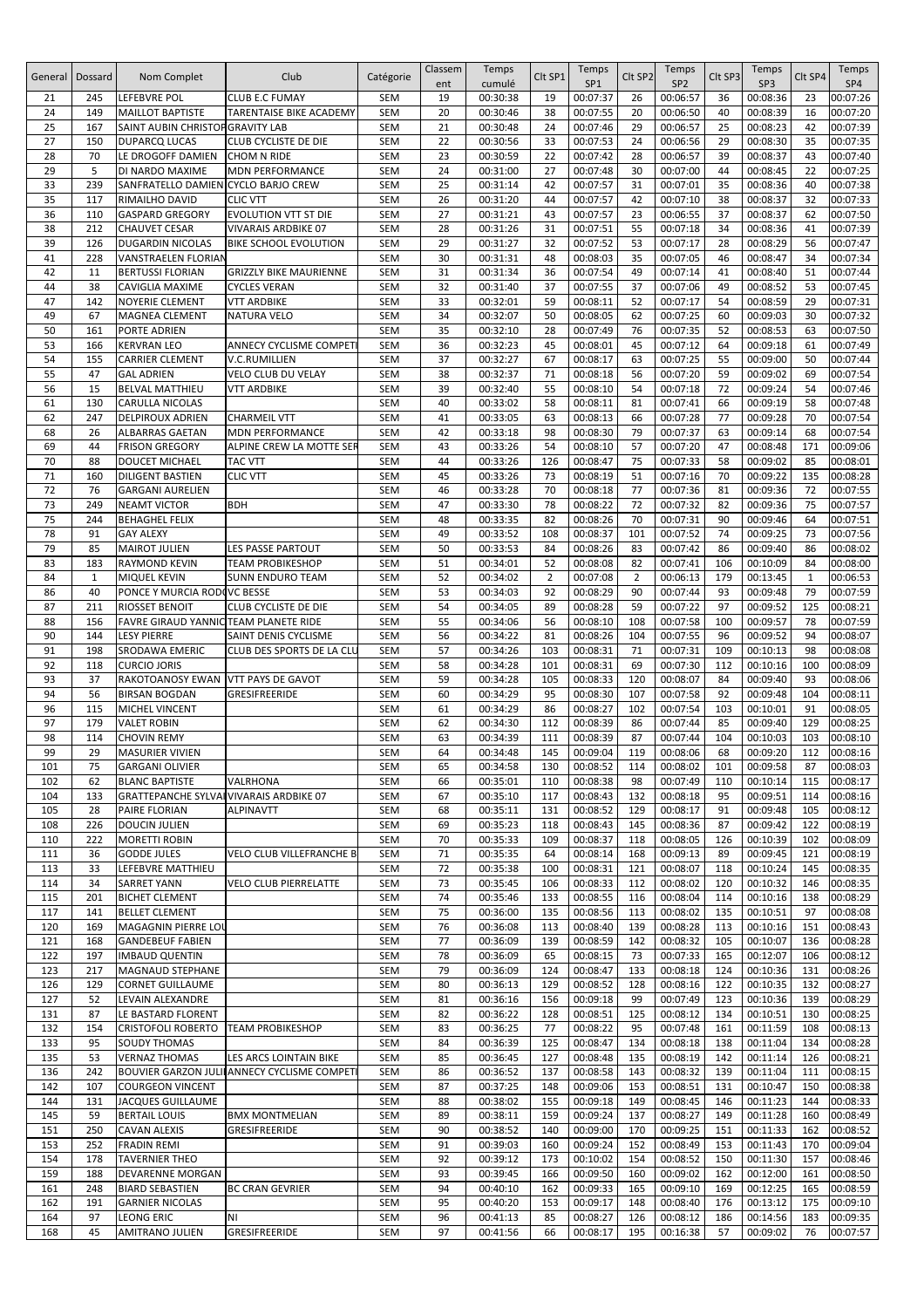| General | Dossard | Nom Complet | Club | Catégorie | Classement | Temps cumulé | Clt SP1 | Temps SP1 | Clt SP2 | Temps SP2 | Clt SP3 | Temps SP3 | Clt SP4 | Temps SP4 |
|---|---|---|---|---|---|---|---|---|---|---|---|---|---|---|
| 21 | 245 | LEFEBVRE POL | CLUB E.C FUMAY | SEM | 19 | 00:30:38 | 19 | 00:07:37 | 26 | 00:06:57 | 36 | 00:08:36 | 23 | 00:07:26 |
| 24 | 149 | MAILLOT BAPTISTE | TARENTAISE BIKE ACADEMY | SEM | 20 | 00:30:46 | 38 | 00:07:55 | 20 | 00:06:50 | 40 | 00:08:39 | 16 | 00:07:20 |
| 25 | 167 | SAINT AUBIN CHRISTOP | GRAVITY LAB | SEM | 21 | 00:30:48 | 24 | 00:07:46 | 29 | 00:06:57 | 25 | 00:08:23 | 42 | 00:07:39 |
| 27 | 150 | DUPARCQ LUCAS | CLUB CYCLISTE DE DIE | SEM | 22 | 00:30:56 | 33 | 00:07:53 | 24 | 00:06:56 | 29 | 00:08:30 | 35 | 00:07:35 |
| 28 | 70 | LE DROGOFF DAMIEN | CHOM N RIDE | SEM | 23 | 00:30:59 | 22 | 00:07:42 | 28 | 00:06:57 | 39 | 00:08:37 | 43 | 00:07:40 |
| 29 | 5 | DI NARDO MAXIME | MDN PERFORMANCE | SEM | 24 | 00:31:00 | 27 | 00:07:48 | 30 | 00:07:00 | 44 | 00:08:45 | 22 | 00:07:25 |
| 33 | 239 | SANFRATELLO DAMIEN | CYCLO BARJO CREW | SEM | 25 | 00:31:14 | 42 | 00:07:57 | 31 | 00:07:01 | 35 | 00:08:36 | 40 | 00:07:38 |
| 35 | 117 | RIMAILHO DAVID | CLIC VTT | SEM | 26 | 00:31:20 | 44 | 00:07:57 | 42 | 00:07:10 | 38 | 00:08:37 | 32 | 00:07:33 |
| 36 | 110 | GASPARD GREGORY | EVOLUTION VTT ST DIE | SEM | 27 | 00:31:21 | 43 | 00:07:57 | 23 | 00:06:55 | 37 | 00:08:37 | 62 | 00:07:50 |
| 38 | 212 | CHAUVET CESAR | VIVARAIS ARDBIKE 07 | SEM | 28 | 00:31:26 | 31 | 00:07:51 | 55 | 00:07:18 | 34 | 00:08:36 | 41 | 00:07:39 |
| 39 | 126 | DUGARDIN NICOLAS | BIKE SCHOOL EVOLUTION | SEM | 29 | 00:31:27 | 32 | 00:07:52 | 53 | 00:07:17 | 28 | 00:08:29 | 56 | 00:07:47 |
| 41 | 228 | VANSTRAELEN FLORIAN | | SEM | 30 | 00:31:31 | 48 | 00:08:03 | 35 | 00:07:05 | 46 | 00:08:47 | 34 | 00:07:34 |
| 42 | 11 | BERTUSSI FLORIAN | GRIZZLY BIKE MAURIENNE | SEM | 31 | 00:31:34 | 36 | 00:07:54 | 49 | 00:07:14 | 41 | 00:08:40 | 51 | 00:07:44 |
| 44 | 38 | CAVIGLIA MAXIME | CYCLES VERAN | SEM | 32 | 00:31:40 | 37 | 00:07:55 | 37 | 00:07:06 | 49 | 00:08:52 | 53 | 00:07:45 |
| 47 | 142 | NOYERIE CLEMENT | VTT ARDBIKE | SEM | 33 | 00:32:01 | 59 | 00:08:11 | 52 | 00:07:17 | 54 | 00:08:59 | 29 | 00:07:31 |
| 49 | 67 | MAGNEA CLEMENT | NATURA VELO | SEM | 34 | 00:32:07 | 50 | 00:08:05 | 62 | 00:07:25 | 60 | 00:09:03 | 30 | 00:07:32 |
| 50 | 161 | PORTE ADRIEN | | SEM | 35 | 00:32:10 | 28 | 00:07:49 | 76 | 00:07:35 | 52 | 00:08:53 | 63 | 00:07:50 |
| 53 | 166 | KERVRAN LEO | ANNECY CYCLISME COMPETI | SEM | 36 | 00:32:23 | 45 | 00:08:01 | 45 | 00:07:12 | 64 | 00:09:18 | 61 | 00:07:49 |
| 54 | 155 | CARRIER CLEMENT | V.C.RUMILLIEN | SEM | 37 | 00:32:27 | 67 | 00:08:17 | 63 | 00:07:25 | 55 | 00:09:00 | 50 | 00:07:44 |
| 55 | 47 | GAL ADRIEN | VELO CLUB DU VELAY | SEM | 38 | 00:32:37 | 71 | 00:08:18 | 56 | 00:07:20 | 59 | 00:09:02 | 69 | 00:07:54 |
| 56 | 15 | BELVAL MATTHIEU | VTT ARDBIKE | SEM | 39 | 00:32:40 | 55 | 00:08:10 | 54 | 00:07:18 | 72 | 00:09:24 | 54 | 00:07:46 |
| 61 | 130 | CARULLA NICOLAS | | SEM | 40 | 00:33:02 | 58 | 00:08:11 | 81 | 00:07:41 | 66 | 00:09:19 | 58 | 00:07:48 |
| 62 | 247 | DELPIROUX ADRIEN | CHARMEIL VTT | SEM | 41 | 00:33:05 | 63 | 00:08:13 | 66 | 00:07:28 | 77 | 00:09:28 | 70 | 00:07:54 |
| 68 | 26 | ALBARRAS GAETAN | MDN PERFORMANCE | SEM | 42 | 00:33:18 | 98 | 00:08:30 | 79 | 00:07:37 | 63 | 00:09:14 | 68 | 00:07:54 |
| 69 | 44 | FRISON GREGORY | ALPINE CREW LA MOTTE SER | SEM | 43 | 00:33:26 | 54 | 00:08:10 | 57 | 00:07:20 | 47 | 00:08:48 | 171 | 00:09:06 |
| 70 | 88 | DOUCET MICHAEL | TAC VTT | SEM | 44 | 00:33:26 | 126 | 00:08:47 | 75 | 00:07:33 | 58 | 00:09:02 | 85 | 00:08:01 |
| 71 | 160 | DILIGENT BASTIEN | CLIC VTT | SEM | 45 | 00:33:26 | 73 | 00:08:19 | 51 | 00:07:16 | 70 | 00:09:22 | 135 | 00:08:28 |
| 72 | 76 | GARGANI AURELIEN | | SEM | 46 | 00:33:28 | 70 | 00:08:18 | 77 | 00:07:36 | 81 | 00:09:36 | 72 | 00:07:55 |
| 73 | 249 | NEAMT VICTOR | BDH | SEM | 47 | 00:33:30 | 78 | 00:08:22 | 72 | 00:07:32 | 82 | 00:09:36 | 75 | 00:07:57 |
| 75 | 244 | BEHAGHEL FELIX | | SEM | 48 | 00:33:35 | 82 | 00:08:26 | 70 | 00:07:31 | 90 | 00:09:46 | 64 | 00:07:51 |
| 78 | 91 | GAY ALEXY | | SEM | 49 | 00:33:52 | 108 | 00:08:37 | 101 | 00:07:52 | 74 | 00:09:25 | 73 | 00:07:56 |
| 79 | 85 | MAIROT JULIEN | LES PASSE PARTOUT | SEM | 50 | 00:33:53 | 84 | 00:08:26 | 83 | 00:07:42 | 86 | 00:09:40 | 86 | 00:08:02 |
| 83 | 183 | RAYMOND KEVIN | TEAM PROBIKESHOP | SEM | 51 | 00:34:01 | 52 | 00:08:08 | 82 | 00:07:41 | 106 | 00:10:09 | 84 | 00:08:00 |
| 84 | 1 | MIQUEL KEVIN | SUNN ENDURO TEAM | SEM | 52 | 00:34:02 | 2 | 00:07:08 | 2 | 00:06:13 | 179 | 00:13:45 | 1 | 00:06:53 |
| 86 | 40 | PONCE Y MURCIA RODO | VC BESSE | SEM | 53 | 00:34:03 | 92 | 00:08:29 | 90 | 00:07:44 | 93 | 00:09:48 | 79 | 00:07:59 |
| 87 | 211 | RIOSSET BENOIT | CLUB CYCLISTE DE DIE | SEM | 54 | 00:34:05 | 89 | 00:08:28 | 59 | 00:07:22 | 97 | 00:09:52 | 125 | 00:08:21 |
| 88 | 156 | FAVRE GIRAUD YANNIC | TEAM PLANETE RIDE | SEM | 55 | 00:34:06 | 56 | 00:08:10 | 108 | 00:07:58 | 100 | 00:09:57 | 78 | 00:07:59 |
| 90 | 144 | LESY PIERRE | SAINT DENIS CYCLISME | SEM | 56 | 00:34:22 | 81 | 00:08:26 | 104 | 00:07:55 | 96 | 00:09:52 | 94 | 00:08:07 |
| 91 | 198 | SRODAWA EMERIC | CLUB DES SPORTS DE LA CLU | SEM | 57 | 00:34:26 | 103 | 00:08:31 | 71 | 00:07:31 | 109 | 00:10:13 | 98 | 00:08:08 |
| 92 | 118 | CURCIO JORIS | | SEM | 58 | 00:34:28 | 101 | 00:08:31 | 69 | 00:07:30 | 112 | 00:10:16 | 100 | 00:08:09 |
| 93 | 37 | RAKOTOANOSY EWAN | VTT PAYS DE GAVOT | SEM | 59 | 00:34:28 | 105 | 00:08:33 | 120 | 00:08:07 | 84 | 00:09:40 | 93 | 00:08:06 |
| 94 | 56 | BIRSAN BOGDAN | GRESIFREERIDE | SEM | 60 | 00:34:29 | 95 | 00:08:30 | 107 | 00:07:58 | 92 | 00:09:48 | 104 | 00:08:11 |
| 96 | 115 | MICHEL VINCENT | | SEM | 61 | 00:34:29 | 86 | 00:08:27 | 102 | 00:07:54 | 103 | 00:10:01 | 91 | 00:08:05 |
| 97 | 179 | VALET ROBIN | | SEM | 62 | 00:34:30 | 112 | 00:08:39 | 86 | 00:07:44 | 85 | 00:09:40 | 129 | 00:08:25 |
| 98 | 114 | CHOVIN REMY | | SEM | 63 | 00:34:39 | 111 | 00:08:39 | 87 | 00:07:44 | 104 | 00:10:03 | 103 | 00:08:10 |
| 99 | 29 | MASURIER VIVIEN | | SEM | 64 | 00:34:48 | 145 | 00:09:04 | 119 | 00:08:06 | 68 | 00:09:20 | 112 | 00:08:16 |
| 101 | 75 | GARGANI OLIVIER | | SEM | 65 | 00:34:58 | 130 | 00:08:52 | 114 | 00:08:02 | 101 | 00:09:58 | 87 | 00:08:03 |
| 102 | 62 | BLANC BAPTISTE | VALRHONA | SEM | 66 | 00:35:01 | 110 | 00:08:38 | 98 | 00:07:49 | 110 | 00:10:14 | 115 | 00:08:17 |
| 104 | 133 | GRATTEPANCHE SYLVAI | VIVARAIS ARDBIKE 07 | SEM | 67 | 00:35:10 | 117 | 00:08:43 | 132 | 00:08:18 | 95 | 00:09:51 | 114 | 00:08:16 |
| 105 | 28 | PAIRE FLORIAN | ALPINAVTT | SEM | 68 | 00:35:11 | 131 | 00:08:52 | 129 | 00:08:17 | 91 | 00:09:48 | 105 | 00:08:12 |
| 108 | 226 | DOUCIN JULIEN | | SEM | 69 | 00:35:23 | 118 | 00:08:43 | 145 | 00:08:36 | 87 | 00:09:42 | 122 | 00:08:19 |
| 110 | 222 | MORETTI ROBIN | | SEM | 70 | 00:35:33 | 109 | 00:08:37 | 118 | 00:08:05 | 126 | 00:10:39 | 102 | 00:08:09 |
| 111 | 36 | GODDE JULES | VELO CLUB VILLEFRANCHE B | SEM | 71 | 00:35:35 | 64 | 00:08:14 | 168 | 00:09:13 | 89 | 00:09:45 | 121 | 00:08:19 |
| 113 | 33 | LEFEBVRE MATTHIEU | | SEM | 72 | 00:35:38 | 100 | 00:08:31 | 121 | 00:08:07 | 118 | 00:10:24 | 145 | 00:08:35 |
| 114 | 34 | SARRET YANN | VELO CLUB PIERRELATTE | SEM | 73 | 00:35:45 | 106 | 00:08:33 | 112 | 00:08:02 | 120 | 00:10:32 | 146 | 00:08:35 |
| 115 | 201 | BICHET CLEMENT | | SEM | 74 | 00:35:46 | 133 | 00:08:55 | 116 | 00:08:04 | 114 | 00:10:16 | 138 | 00:08:29 |
| 117 | 141 | BELLET CLEMENT | | SEM | 75 | 00:36:00 | 135 | 00:08:56 | 113 | 00:08:02 | 135 | 00:10:51 | 97 | 00:08:08 |
| 120 | 169 | MAGAGNIN PIERRE LOU | | SEM | 76 | 00:36:08 | 113 | 00:08:40 | 139 | 00:08:28 | 113 | 00:10:16 | 151 | 00:08:43 |
| 121 | 168 | GANDEBEUF FABIEN | | SEM | 77 | 00:36:09 | 139 | 00:08:59 | 142 | 00:08:32 | 105 | 00:10:07 | 136 | 00:08:28 |
| 122 | 197 | IMBAUD QUENTIN | | SEM | 78 | 00:36:09 | 65 | 00:08:15 | 73 | 00:07:33 | 165 | 00:12:07 | 106 | 00:08:12 |
| 123 | 217 | MAGNAUD STEPHANE | | SEM | 79 | 00:36:09 | 124 | 00:08:47 | 133 | 00:08:18 | 124 | 00:10:36 | 131 | 00:08:26 |
| 126 | 129 | CORNET GUILLAUME | | SEM | 80 | 00:36:13 | 129 | 00:08:52 | 128 | 00:08:16 | 122 | 00:10:35 | 132 | 00:08:27 |
| 127 | 52 | LEVAIN ALEXANDRE | | SEM | 81 | 00:36:16 | 156 | 00:09:18 | 99 | 00:07:49 | 123 | 00:10:36 | 139 | 00:08:29 |
| 131 | 87 | LE BASTARD FLORENT | | SEM | 82 | 00:36:22 | 128 | 00:08:51 | 125 | 00:08:12 | 134 | 00:10:51 | 130 | 00:08:25 |
| 132 | 154 | CRISTOFOLI ROBERTO | TEAM PROBIKESHOP | SEM | 83 | 00:36:25 | 77 | 00:08:22 | 95 | 00:07:48 | 161 | 00:11:59 | 108 | 00:08:13 |
| 133 | 95 | SOUDY THOMAS | | SEM | 84 | 00:36:39 | 125 | 00:08:47 | 134 | 00:08:18 | 138 | 00:11:04 | 134 | 00:08:28 |
| 135 | 53 | VERNAZ THOMAS | LES ARCS LOINTAIN BIKE | SEM | 85 | 00:36:45 | 127 | 00:08:48 | 135 | 00:08:19 | 142 | 00:11:14 | 126 | 00:08:21 |
| 136 | 242 | BOUVIER GARZON JULI | ANNECY CYCLISME COMPETI | SEM | 86 | 00:36:52 | 137 | 00:08:58 | 143 | 00:08:32 | 139 | 00:11:04 | 111 | 00:08:15 |
| 142 | 107 | COURGEON VINCENT | | SEM | 87 | 00:37:25 | 148 | 00:09:06 | 153 | 00:08:51 | 131 | 00:10:47 | 150 | 00:08:38 |
| 144 | 131 | JACQUES GUILLAUME | | SEM | 88 | 00:38:02 | 155 | 00:09:18 | 149 | 00:08:45 | 146 | 00:11:23 | 144 | 00:08:33 |
| 145 | 59 | BERTAIL LOUIS | BMX MONTMELIAN | SEM | 89 | 00:38:11 | 159 | 00:09:24 | 137 | 00:08:27 | 149 | 00:11:28 | 160 | 00:08:49 |
| 151 | 250 | CAVAN ALEXIS | GRESIFREERIDE | SEM | 90 | 00:38:52 | 140 | 00:09:00 | 170 | 00:09:25 | 151 | 00:11:33 | 162 | 00:08:52 |
| 153 | 252 | FRADIN REMI | | SEM | 91 | 00:39:03 | 160 | 00:09:24 | 152 | 00:08:49 | 153 | 00:11:43 | 170 | 00:09:04 |
| 154 | 178 | TAVERNIER THEO | | SEM | 92 | 00:39:12 | 173 | 00:10:02 | 154 | 00:08:52 | 150 | 00:11:30 | 157 | 00:08:46 |
| 159 | 188 | DEVARENNE MORGAN | | SEM | 93 | 00:39:45 | 166 | 00:09:50 | 160 | 00:09:02 | 162 | 00:12:00 | 161 | 00:08:50 |
| 161 | 248 | BIARD SEBASTIEN | BC CRAN GEVRIER | SEM | 94 | 00:40:10 | 162 | 00:09:33 | 165 | 00:09:10 | 169 | 00:12:25 | 165 | 00:08:59 |
| 162 | 191 | GARNIER NICOLAS | | SEM | 95 | 00:40:20 | 153 | 00:09:17 | 148 | 00:08:40 | 176 | 00:13:12 | 175 | 00:09:10 |
| 164 | 97 | LEONG ERIC | NI | SEM | 96 | 00:41:13 | 85 | 00:08:27 | 126 | 00:08:12 | 186 | 00:14:56 | 183 | 00:09:35 |
| 168 | 45 | AMITRANO JULIEN | GRESIFREERIDE | SEM | 97 | 00:41:56 | 66 | 00:08:17 | 195 | 00:16:38 | 57 | 00:09:02 | 76 | 00:07:57 |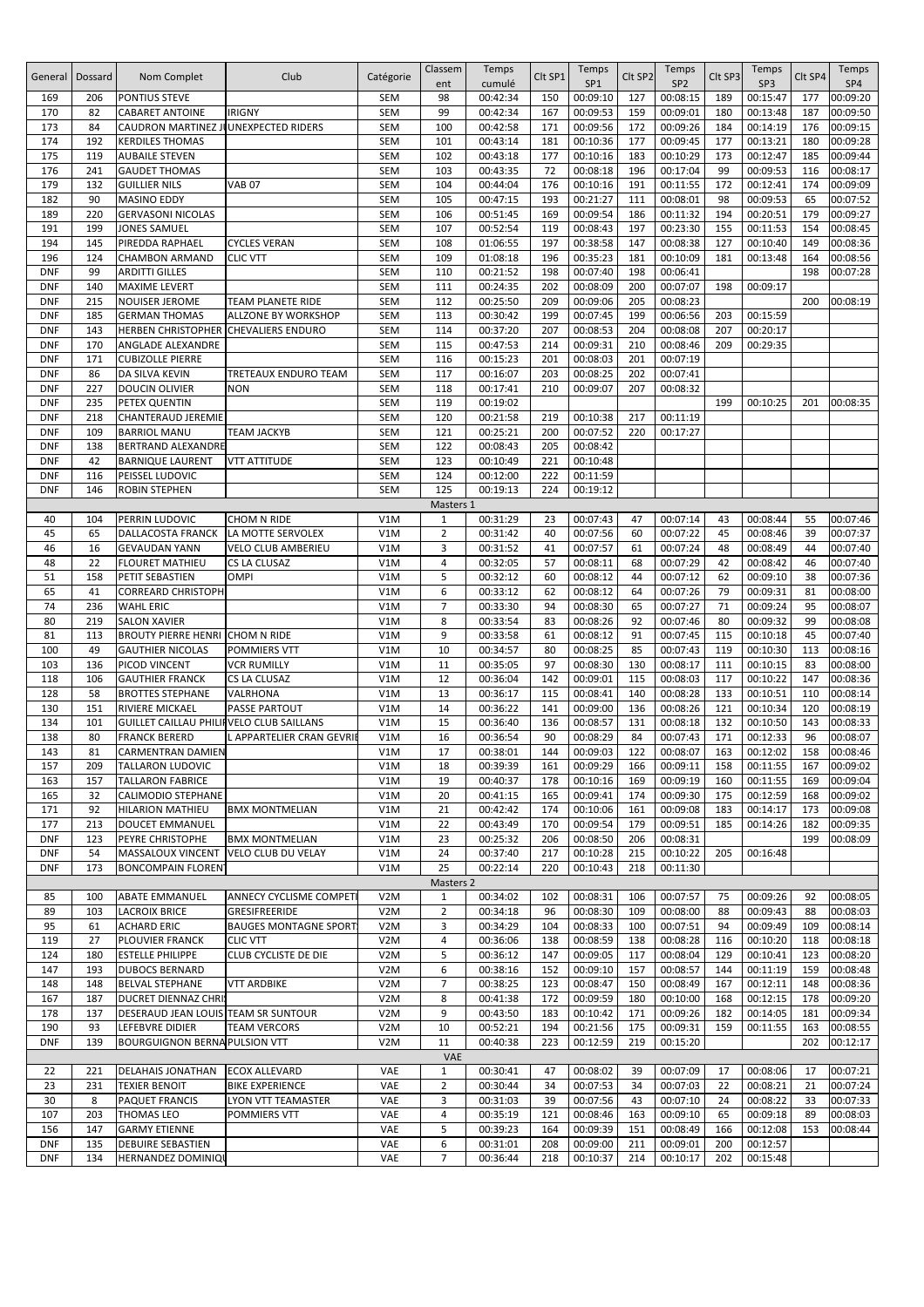| General | Dossard | Nom Complet | Club | Catégorie | Classement | Temps cumulé | Clt SP1 | Temps SP1 | Clt SP2 | Temps SP2 | Clt SP3 | Temps SP3 | Clt SP4 | Temps SP4 |
|---|---|---|---|---|---|---|---|---|---|---|---|---|---|---|
| 169 | 206 | PONTIUS STEVE | | SEM | 98 | 00:42:34 | 150 | 00:09:10 | 127 | 00:08:15 | 189 | 00:15:47 | 177 | 00:09:20 |
| 170 | 82 | CABARET ANTOINE | IRIGNY | SEM | 99 | 00:42:34 | 167 | 00:09:53 | 159 | 00:09:01 | 180 | 00:13:48 | 187 | 00:09:50 |
| 173 | 84 | CAUDRON MARTINEZ J | UNEXPECTED RIDERS | SEM | 100 | 00:42:58 | 171 | 00:09:56 | 172 | 00:09:26 | 184 | 00:14:19 | 176 | 00:09:15 |
| 174 | 192 | KERDILES THOMAS | | SEM | 101 | 00:43:14 | 181 | 00:10:36 | 177 | 00:09:45 | 177 | 00:13:21 | 180 | 00:09:28 |
| 175 | 119 | AUBAILE STEVEN | | SEM | 102 | 00:43:18 | 177 | 00:10:16 | 183 | 00:10:29 | 173 | 00:12:47 | 185 | 00:09:44 |
| 176 | 241 | GAUDET THOMAS | | SEM | 103 | 00:43:35 | 72 | 00:08:18 | 196 | 00:17:04 | 99 | 00:09:53 | 116 | 00:08:17 |
| 179 | 132 | GUILLIER NILS | VAB 07 | SEM | 104 | 00:44:04 | 176 | 00:10:16 | 191 | 00:11:55 | 172 | 00:12:41 | 174 | 00:09:09 |
| 182 | 90 | MASINO EDDY | | SEM | 105 | 00:47:15 | 193 | 00:21:27 | 111 | 00:08:01 | 98 | 00:09:53 | 65 | 00:07:52 |
| 189 | 220 | GERVASONI NICOLAS | | SEM | 106 | 00:51:45 | 169 | 00:09:54 | 186 | 00:11:32 | 194 | 00:20:51 | 179 | 00:09:27 |
| 191 | 199 | JONES SAMUEL | | SEM | 107 | 00:52:54 | 119 | 00:08:43 | 197 | 00:23:30 | 155 | 00:11:53 | 154 | 00:08:45 |
| 194 | 145 | PIREDDA RAPHAEL | CYCLES VERAN | SEM | 108 | 01:06:55 | 197 | 00:38:58 | 147 | 00:08:38 | 127 | 00:10:40 | 149 | 00:08:36 |
| 196 | 124 | CHAMBON ARMAND | CLIC VTT | SEM | 109 | 01:08:18 | 196 | 00:35:23 | 181 | 00:10:09 | 181 | 00:13:48 | 164 | 00:08:56 |
| DNF | 99 | ARDITTI GILLES | | SEM | 110 | 00:21:52 | 198 | 00:07:40 | 198 | 00:06:41 | | | 198 | 00:07:28 |
| DNF | 140 | MAXIME LEVERT | | SEM | 111 | 00:24:35 | 202 | 00:08:09 | 200 | 00:07:07 | 198 | 00:09:17 | | |
| DNF | 215 | NOUISER JEROME | TEAM PLANETE RIDE | SEM | 112 | 00:25:50 | 209 | 00:09:06 | 205 | 00:08:23 | | | 200 | 00:08:19 |
| DNF | 185 | GERMAN THOMAS | ALLZONE BY WORKSHOP | SEM | 113 | 00:30:42 | 199 | 00:07:45 | 199 | 00:06:56 | 203 | 00:15:59 | | |
| DNF | 143 | HERBEN CHRISTOPHER | CHEVALIERS ENDURO | SEM | 114 | 00:37:20 | 207 | 00:08:53 | 204 | 00:08:08 | 207 | 00:20:17 | | |
| DNF | 170 | ANGLADE ALEXANDRE | | SEM | 115 | 00:47:53 | 214 | 00:09:31 | 210 | 00:08:46 | 209 | 00:29:35 | | |
| DNF | 171 | CUBIZOLLE PIERRE | | SEM | 116 | 00:15:23 | 201 | 00:08:03 | 201 | 00:07:19 | | | | |
| DNF | 86 | DA SILVA KEVIN | TRETEAUX ENDURO TEAM | SEM | 117 | 00:16:07 | 203 | 00:08:25 | 202 | 00:07:41 | | | | |
| DNF | 227 | DOUCIN OLIVIER | NON | SEM | 118 | 00:17:41 | 210 | 00:09:07 | 207 | 00:08:32 | | | | |
| DNF | 235 | PETEX QUENTIN | | SEM | 119 | 00:19:02 | | | | | 199 | 00:10:25 | 201 | 00:08:35 |
| DNF | 218 | CHANTERAUD JEREMIE | | SEM | 120 | 00:21:58 | 219 | 00:10:38 | 217 | 00:11:19 | | | | |
| DNF | 109 | BARRIOL MANU | TEAM JACKYB | SEM | 121 | 00:25:21 | 200 | 00:07:52 | 220 | 00:17:27 | | | | |
| DNF | 138 | BERTRAND ALEXANDRE | | SEM | 122 | 00:08:43 | 205 | 00:08:42 | | | | | | |
| DNF | 42 | BARNIQUE LAURENT | VTT ATTITUDE | SEM | 123 | 00:10:49 | 221 | 00:10:48 | | | | | | |
| DNF | 116 | PEISSEL LUDOVIC | | SEM | 124 | 00:12:00 | 222 | 00:11:59 | | | | | | |
| DNF | 146 | ROBIN STEPHEN | | SEM | 125 | 00:19:13 | 224 | 00:19:12 | | | | | | |
| | | | | | Masters 1 | | | | | | | | | |
| 40 | 104 | PERRIN LUDOVIC | CHOM N RIDE | V1M | 1 | 00:31:29 | 23 | 00:07:43 | 47 | 00:07:14 | 43 | 00:08:44 | 55 | 00:07:46 |
| 45 | 65 | DALLACOSTA FRANCK | LA MOTTE SERVOLEX | V1M | 2 | 00:31:42 | 40 | 00:07:56 | 60 | 00:07:22 | 45 | 00:08:46 | 39 | 00:07:37 |
| 46 | 16 | GEVAUDAN YANN | VELO CLUB AMBERIEU | V1M | 3 | 00:31:52 | 41 | 00:07:57 | 61 | 00:07:24 | 48 | 00:08:49 | 44 | 00:07:40 |
| 48 | 22 | FLOURET MATHIEU | CS LA CLUSAZ | V1M | 4 | 00:32:05 | 57 | 00:08:11 | 68 | 00:07:29 | 42 | 00:08:42 | 46 | 00:07:40 |
| 51 | 158 | PETIT SEBASTIEN | OMPI | V1M | 5 | 00:32:12 | 60 | 00:08:12 | 44 | 00:07:12 | 62 | 00:09:10 | 38 | 00:07:36 |
| 65 | 41 | CORREARD CHRISTOPH | | V1M | 6 | 00:33:12 | 62 | 00:08:12 | 64 | 00:07:26 | 79 | 00:09:31 | 81 | 00:08:00 |
| 74 | 236 | WAHL ERIC | | V1M | 7 | 00:33:30 | 94 | 00:08:30 | 65 | 00:07:27 | 71 | 00:09:24 | 95 | 00:08:07 |
| 80 | 219 | SALON XAVIER | | V1M | 8 | 00:33:54 | 83 | 00:08:26 | 92 | 00:07:46 | 80 | 00:09:32 | 99 | 00:08:08 |
| 81 | 113 | BROUTY PIERRE HENRI | CHOM N RIDE | V1M | 9 | 00:33:58 | 61 | 00:08:12 | 91 | 00:07:45 | 115 | 00:10:18 | 45 | 00:07:40 |
| 100 | 49 | GAUTHIER NICOLAS | POMMIERS VTT | V1M | 10 | 00:34:57 | 80 | 00:08:25 | 85 | 00:07:43 | 119 | 00:10:30 | 113 | 00:08:16 |
| 103 | 136 | PICOD VINCENT | VCR RUMILLY | V1M | 11 | 00:35:05 | 97 | 00:08:30 | 130 | 00:08:17 | 111 | 00:10:15 | 83 | 00:08:00 |
| 118 | 106 | GAUTHIER FRANCK | CS LA CLUSAZ | V1M | 12 | 00:36:04 | 142 | 00:09:01 | 115 | 00:08:03 | 117 | 00:10:22 | 147 | 00:08:36 |
| 128 | 58 | BROTTES STEPHANE | VALRHONA | V1M | 13 | 00:36:17 | 115 | 00:08:41 | 140 | 00:08:28 | 133 | 00:10:51 | 110 | 00:08:14 |
| 130 | 151 | RIVIERE MICKAEL | PASSE PARTOUT | V1M | 14 | 00:36:22 | 141 | 00:09:00 | 136 | 00:08:26 | 121 | 00:10:34 | 120 | 00:08:19 |
| 134 | 101 | GUILLET CAILLAU PHILIP | VELO CLUB SAILLANS | V1M | 15 | 00:36:40 | 136 | 00:08:57 | 131 | 00:08:18 | 132 | 00:10:50 | 143 | 00:08:33 |
| 138 | 80 | FRANCK BERERD | L APPARTELIER CRAN GEVRIE | V1M | 16 | 00:36:54 | 90 | 00:08:29 | 84 | 00:07:43 | 171 | 00:12:33 | 96 | 00:08:07 |
| 143 | 81 | CARMENTRAN DAMIEN | | V1M | 17 | 00:38:01 | 144 | 00:09:03 | 122 | 00:08:07 | 163 | 00:12:02 | 158 | 00:08:46 |
| 157 | 209 | TALLARON LUDOVIC | | V1M | 18 | 00:39:39 | 161 | 00:09:29 | 166 | 00:09:11 | 158 | 00:11:55 | 167 | 00:09:02 |
| 163 | 157 | TALLARON FABRICE | | V1M | 19 | 00:40:37 | 178 | 00:10:16 | 169 | 00:09:19 | 160 | 00:11:55 | 169 | 00:09:04 |
| 165 | 32 | CALIMODIO STEPHANE | | V1M | 20 | 00:41:15 | 165 | 00:09:41 | 174 | 00:09:30 | 175 | 00:12:59 | 168 | 00:09:02 |
| 171 | 92 | HILARION MATHIEU | BMX MONTMELIAN | V1M | 21 | 00:42:42 | 174 | 00:10:06 | 161 | 00:09:08 | 183 | 00:14:17 | 173 | 00:09:08 |
| 177 | 213 | DOUCET EMMANUEL | | V1M | 22 | 00:43:49 | 170 | 00:09:54 | 179 | 00:09:51 | 185 | 00:14:26 | 182 | 00:09:35 |
| DNF | 123 | PEYRE CHRISTOPHE | BMX MONTMELIAN | V1M | 23 | 00:25:32 | 206 | 00:08:50 | 206 | 00:08:31 | | | 199 | 00:08:09 |
| DNF | 54 | MASSALOUX VINCENT | VELO CLUB DU VELAY | V1M | 24 | 00:37:40 | 217 | 00:10:28 | 215 | 00:10:22 | 205 | 00:16:48 | | |
| DNF | 173 | BONCOMPAIN FLORENT | | V1M | 25 | 00:22:14 | 220 | 00:10:43 | 218 | 00:11:30 | | | | |
| | | | | | Masters 2 | | | | | | | | | |
| 85 | 100 | ABATE EMMANUEL | ANNECY CYCLISME COMPETI | V2M | 1 | 00:34:02 | 102 | 00:08:31 | 106 | 00:07:57 | 75 | 00:09:26 | 92 | 00:08:05 |
| 89 | 103 | LACROIX BRICE | GRESIFREERIDE | V2M | 2 | 00:34:18 | 96 | 00:08:30 | 109 | 00:08:00 | 88 | 00:09:43 | 88 | 00:08:03 |
| 95 | 61 | ACHARD ERIC | BAUGES MONTAGNE SPORT | V2M | 3 | 00:34:29 | 104 | 00:08:33 | 100 | 00:07:51 | 94 | 00:09:49 | 109 | 00:08:14 |
| 119 | 27 | PLOUVIER FRANCK | CLIC VTT | V2M | 4 | 00:36:06 | 138 | 00:08:59 | 138 | 00:08:28 | 116 | 00:10:20 | 118 | 00:08:18 |
| 124 | 180 | ESTELLE PHILIPPE | CLUB CYCLISTE DE DIE | V2M | 5 | 00:36:12 | 147 | 00:09:05 | 117 | 00:08:04 | 129 | 00:10:41 | 123 | 00:08:20 |
| 147 | 193 | DUBOCS BERNARD | | V2M | 6 | 00:38:16 | 152 | 00:09:10 | 157 | 00:08:57 | 144 | 00:11:19 | 159 | 00:08:48 |
| 148 | 148 | BELVAL STEPHANE | VTT ARDBIKE | V2M | 7 | 00:38:25 | 123 | 00:08:47 | 150 | 00:08:49 | 167 | 00:12:11 | 148 | 00:08:36 |
| 167 | 187 | DUCRET DIENNAZ CHRI | | V2M | 8 | 00:41:38 | 172 | 00:09:59 | 180 | 00:10:00 | 168 | 00:12:15 | 178 | 00:09:20 |
| 178 | 137 | DESERAUD JEAN LOUIS | TEAM SR SUNTOUR | V2M | 9 | 00:43:50 | 183 | 00:10:42 | 171 | 00:09:26 | 182 | 00:14:05 | 181 | 00:09:34 |
| 190 | 93 | LEFEBVRE DIDIER | TEAM VERCORS | V2M | 10 | 00:52:21 | 194 | 00:21:56 | 175 | 00:09:31 | 159 | 00:11:55 | 163 | 00:08:55 |
| DNF | 139 | BOURGUIGNON BERNA | PULSION VTT | V2M | 11 | 00:40:38 | 223 | 00:12:59 | 219 | 00:15:20 | | | 202 | 00:12:17 |
| | | | | | VAE | | | | | | | | | |
| 22 | 221 | DELAHAIS JONATHAN | ECOX ALLEVARD | VAE | 1 | 00:30:41 | 47 | 00:08:02 | 39 | 00:07:09 | 17 | 00:08:06 | 17 | 00:07:21 |
| 23 | 231 | TEXIER BENOIT | BIKE EXPERIENCE | VAE | 2 | 00:30:44 | 34 | 00:07:53 | 34 | 00:07:03 | 22 | 00:08:21 | 21 | 00:07:24 |
| 30 | 8 | PAQUET FRANCIS | LYON VTT TEAMASTER | VAE | 3 | 00:31:03 | 39 | 00:07:56 | 43 | 00:07:10 | 24 | 00:08:22 | 33 | 00:07:33 |
| 107 | 203 | THOMAS LEO | POMMIERS VTT | VAE | 4 | 00:35:19 | 121 | 00:08:46 | 163 | 00:09:10 | 65 | 00:09:18 | 89 | 00:08:03 |
| 156 | 147 | GARMY ETIENNE | | VAE | 5 | 00:39:23 | 164 | 00:09:39 | 151 | 00:08:49 | 166 | 00:12:08 | 153 | 00:08:44 |
| DNF | 135 | DEBUIRE SEBASTIEN | | VAE | 6 | 00:31:01 | 208 | 00:09:00 | 211 | 00:09:01 | 200 | 00:12:57 | | |
| DNF | 134 | HERNANDEZ DOMINIQU | | VAE | 7 | 00:36:44 | 218 | 00:10:37 | 214 | 00:10:17 | 202 | 00:15:48 | | |